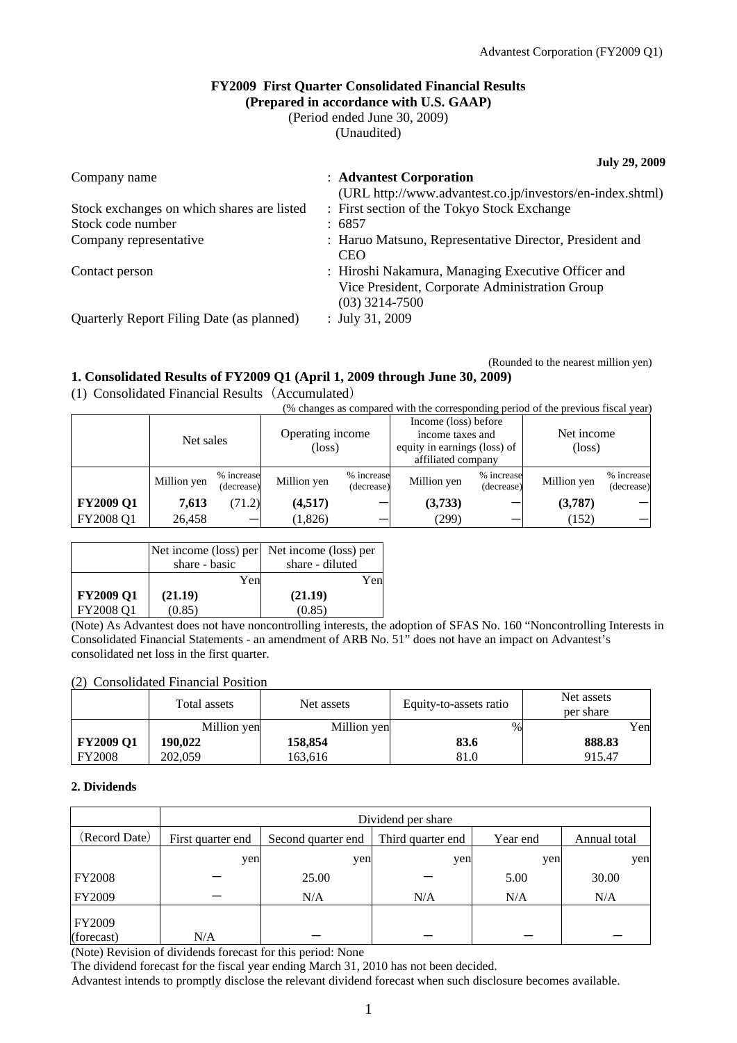# FY2009 First Quarter Consolidated Financial Results
## (Prepared in accordance with U.S. GAAP)

(Period ended June 30, 2009)
(Unaudited)

**July 29, 2009**

| | |
|---|---|
| Company name | : **Advantest Corporation** (URL http://www.advantest.co.jp/investors/en-index.shtml) |
| Stock exchanges on which shares are listed | : First section of the Tokyo Stock Exchange |
| Stock code number | : 6857 |
| Company representative | : Haruo Matsuno, Representative Director, President and CEO |
| Contact person | : Hiroshi Nakamura, Managing Executive Officer and Vice President, Corporate Administration Group (03) 3214-7500 |
| Quarterly Report Filing Date (as planned) | : July 31, 2009 |

(Rounded to the nearest million yen)

### 1. Consolidated Results of FY2009 Q1 (April 1, 2009 through June 30, 2009)

(1) Consolidated Financial Results（Accumulated）

(% changes as compared with the corresponding period of the previous fiscal year)

| | Net sales | | Operating income (loss) | | Income (loss) before income taxes and equity in earnings (loss) of affiliated company | | Net income (loss) | |
|---|---|---|---|---|---|---|---|---|
| | Million yen | % increase (decrease) | Million yen | % increase (decrease) | Million yen | % increase (decrease) | Million yen | % increase (decrease) |
| **FY2009 Q1** | **7,613** | (71.2) | **(4,517)** | ー | **(3,733)** | ー | **(3,787)** | ー |
| FY2008 Q1 | 26,458 | ー | (1,826) | ー | (299) | ー | (152) | ー |

| | Net income (loss) per share - basic | Net income (loss) per share - diluted |
|---|---|---|
| | Yen | Yen |
| **FY2009 Q1** | **(21.19)** | **(21.19)** |
| FY2008 Q1 | (0.85) | (0.85) |

(Note) As Advantest does not have noncontrolling interests, the adoption of SFAS No. 160 "Noncontrolling Interests in Consolidated Financial Statements - an amendment of ARB No. 51" does not have an impact on Advantest's consolidated net loss in the first quarter.

(2) Consolidated Financial Position

| | Total assets | Net assets | Equity-to-assets ratio | Net assets per share |
|---|---|---|---|---|
| | Million yen | Million yen | % | Yen |
| **FY2009 Q1** | **190,022** | **158,854** | **83.6** | **888.83** |
| FY2008 | 202,059 | 163,616 | 81.0 | 915.47 |

### 2. Dividends

| | Dividend per share | | | | |
|---|---|---|---|---|---|
| (Record Date) | First quarter end | Second quarter end | Third quarter end | Year end | Annual total |
| | yen | yen | yen | yen | yen |
| FY2008 | ー | 25.00 | ー | 5.00 | 30.00 |
| FY2009 | ー | N/A | N/A | N/A | N/A |
| FY2009 (forecast) | N/A | ー | ー | ー | ー |

(Note) Revision of dividends forecast for this period: None

The dividend forecast for the fiscal year ending March 31, 2010 has not been decided.

Advantest intends to promptly disclose the relevant dividend forecast when such disclosure becomes available.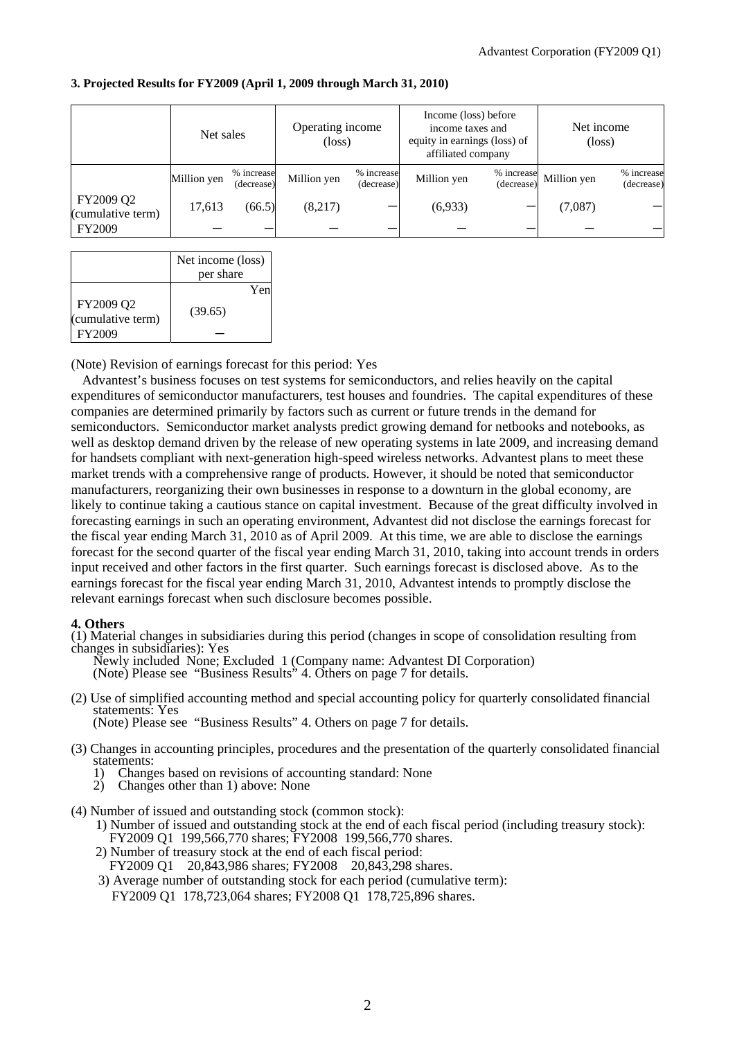### 3. Projected Results for FY2009 (April 1, 2009 through March 31, 2010)

| | Net sales | | Operating income (loss) | | Income (loss) before income taxes and equity in earnings (loss) of affiliated company | | Net income (loss) | |
|---|---|---|---|---|---|---|---|---|
| | Million yen | % increase (decrease) | Million yen | % increase (decrease) | Million yen | % increase (decrease) | Million yen | % increase (decrease) |
| FY2009 Q2 (cumulative term) | 17,613 | (66.5) | (8,217) | — | (6,933) | — | (7,087) | — |
| FY2009 | — | — | — | — | — | — | — | — |

| | Net income (loss) per share |
|---|---|
| | Yen |
| FY2009 Q2 (cumulative term) | (39.65) |
| FY2009 | — |

(Note) Revision of earnings forecast for this period: Yes

Advantest's business focuses on test systems for semiconductors, and relies heavily on the capital expenditures of semiconductor manufacturers, test houses and foundries. The capital expenditures of these companies are determined primarily by factors such as current or future trends in the demand for semiconductors. Semiconductor market analysts predict growing demand for netbooks and notebooks, as well as desktop demand driven by the release of new operating systems in late 2009, and increasing demand for handsets compliant with next-generation high-speed wireless networks. Advantest plans to meet these market trends with a comprehensive range of products. However, it should be noted that semiconductor manufacturers, reorganizing their own businesses in response to a downturn in the global economy, are likely to continue taking a cautious stance on capital investment. Because of the great difficulty involved in forecasting earnings in such an operating environment, Advantest did not disclose the earnings forecast for the fiscal year ending March 31, 2010 as of April 2009. At this time, we are able to disclose the earnings forecast for the second quarter of the fiscal year ending March 31, 2010, taking into account trends in orders input received and other factors in the first quarter. Such earnings forecast is disclosed above. As to the earnings forecast for the fiscal year ending March 31, 2010, Advantest intends to promptly disclose the relevant earnings forecast when such disclosure becomes possible.

### 4. Others

(1) Material changes in subsidiaries during this period (changes in scope of consolidation resulting from changes in subsidiaries): Yes
   Newly included None; Excluded 1 (Company name: Advantest DI Corporation)
   (Note) Please see "Business Results" 4. Others on page 7 for details.

(2) Use of simplified accounting method and special accounting policy for quarterly consolidated financial statements: Yes
   (Note) Please see "Business Results" 4. Others on page 7 for details.

(3) Changes in accounting principles, procedures and the presentation of the quarterly consolidated financial statements:
   1) Changes based on revisions of accounting standard: None
   2) Changes other than 1) above: None

(4) Number of issued and outstanding stock (common stock):
   1) Number of issued and outstanding stock at the end of each fiscal period (including treasury stock):
      FY2009 Q1 199,566,770 shares; FY2008 199,566,770 shares.
   2) Number of treasury stock at the end of each fiscal period:
      FY2009 Q1 20,843,986 shares; FY2008 20,843,298 shares.
   3) Average number of outstanding stock for each period (cumulative term):
      FY2009 Q1 178,723,064 shares; FY2008 Q1 178,725,896 shares.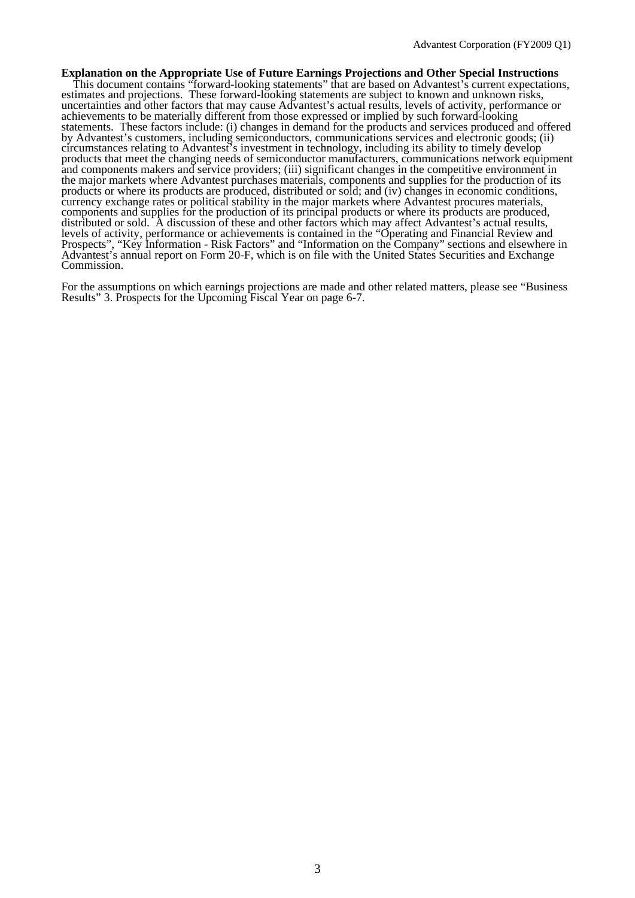**Explanation on the Appropriate Use of Future Earnings Projections and Other Special Instructions**

This document contains "forward-looking statements" that are based on Advantest's current expectations, estimates and projections. These forward-looking statements are subject to known and unknown risks, uncertainties and other factors that may cause Advantest's actual results, levels of activity, performance or achievements to be materially different from those expressed or implied by such forward-looking statements. These factors include: (i) changes in demand for the products and services produced and offered by Advantest's customers, including semiconductors, communications services and electronic goods; (ii) circumstances relating to Advantest's investment in technology, including its ability to timely develop products that meet the changing needs of semiconductor manufacturers, communications network equipment and components makers and service providers; (iii) significant changes in the competitive environment in the major markets where Advantest purchases materials, components and supplies for the production of its products or where its products are produced, distributed or sold; and (iv) changes in economic conditions, currency exchange rates or political stability in the major markets where Advantest procures materials, components and supplies for the production of its principal products or where its products are produced, distributed or sold. A discussion of these and other factors which may affect Advantest's actual results, levels of activity, performance or achievements is contained in the "Operating and Financial Review and Prospects", "Key Information - Risk Factors" and "Information on the Company" sections and elsewhere in Advantest's annual report on Form 20-F, which is on file with the United States Securities and Exchange Commission.

For the assumptions on which earnings projections are made and other related matters, please see "Business Results" 3. Prospects for the Upcoming Fiscal Year on page 6-7.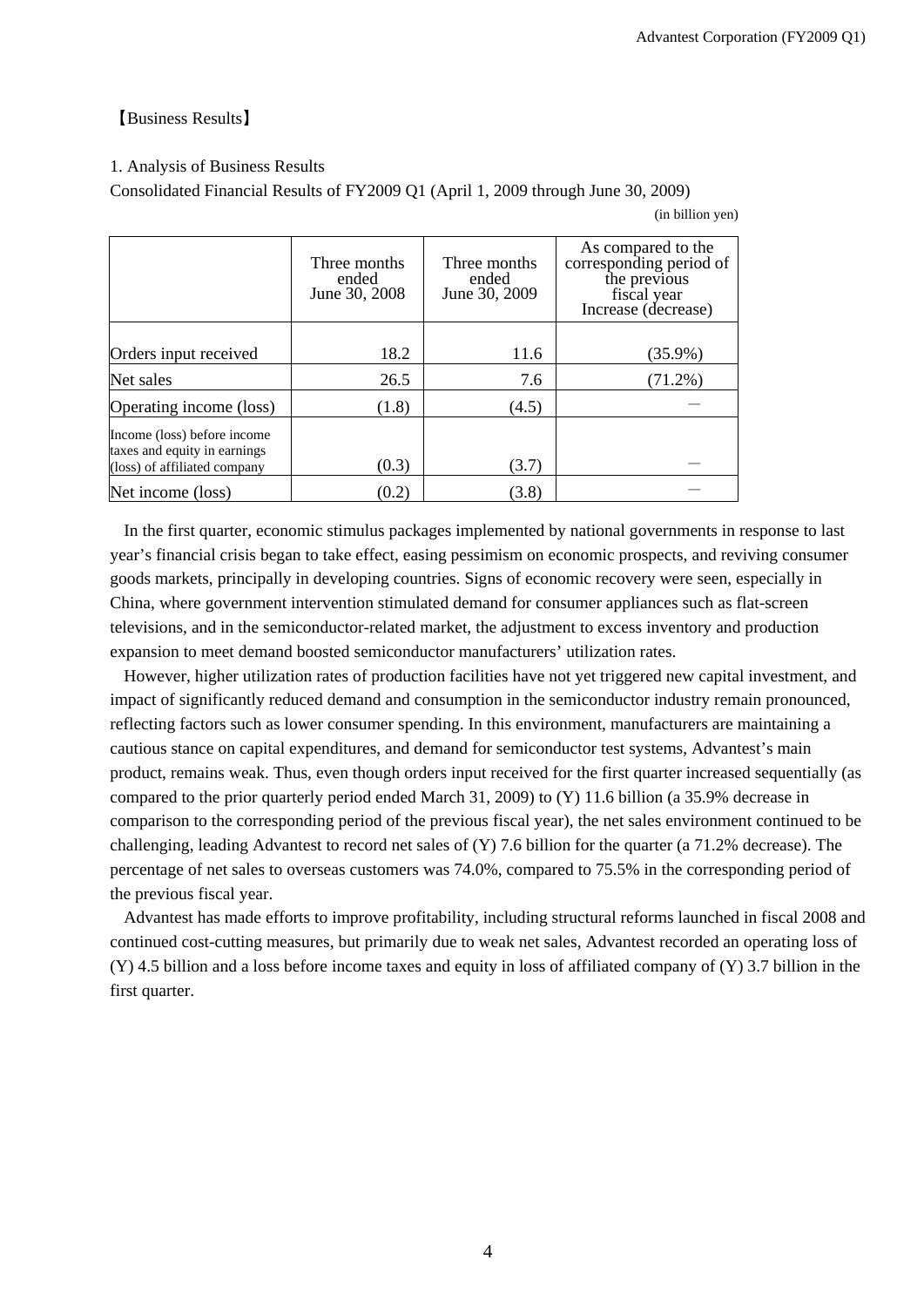【Business Results】

1. Analysis of Business Results

Consolidated Financial Results of FY2009 Q1 (April 1, 2009 through June 30, 2009)

(in billion yen)

| | Three months ended June 30, 2008 | Three months ended June 30, 2009 | As compared to the corresponding period of the previous fiscal year Increase (decrease) |
|---|---|---|---|
| Orders input received | 18.2 | 11.6 | (35.9%) |
| Net sales | 26.5 | 7.6 | (71.2%) |
| Operating income (loss) | (1.8) | (4.5) | — |
| Income (loss) before income taxes and equity in earnings (loss) of affiliated company | (0.3) | (3.7) | — |
| Net income (loss) | (0.2) | (3.8) | — |

In the first quarter, economic stimulus packages implemented by national governments in response to last year's financial crisis began to take effect, easing pessimism on economic prospects, and reviving consumer goods markets, principally in developing countries. Signs of economic recovery were seen, especially in China, where government intervention stimulated demand for consumer appliances such as flat-screen televisions, and in the semiconductor-related market, the adjustment to excess inventory and production expansion to meet demand boosted semiconductor manufacturers' utilization rates.

However, higher utilization rates of production facilities have not yet triggered new capital investment, and impact of significantly reduced demand and consumption in the semiconductor industry remain pronounced, reflecting factors such as lower consumer spending. In this environment, manufacturers are maintaining a cautious stance on capital expenditures, and demand for semiconductor test systems, Advantest's main product, remains weak. Thus, even though orders input received for the first quarter increased sequentially (as compared to the prior quarterly period ended March 31, 2009) to (Y) 11.6 billion (a 35.9% decrease in comparison to the corresponding period of the previous fiscal year), the net sales environment continued to be challenging, leading Advantest to record net sales of (Y) 7.6 billion for the quarter (a 71.2% decrease). The percentage of net sales to overseas customers was 74.0%, compared to 75.5% in the corresponding period of the previous fiscal year.

Advantest has made efforts to improve profitability, including structural reforms launched in fiscal 2008 and continued cost-cutting measures, but primarily due to weak net sales, Advantest recorded an operating loss of (Y) 4.5 billion and a loss before income taxes and equity in loss of affiliated company of (Y) 3.7 billion in the first quarter.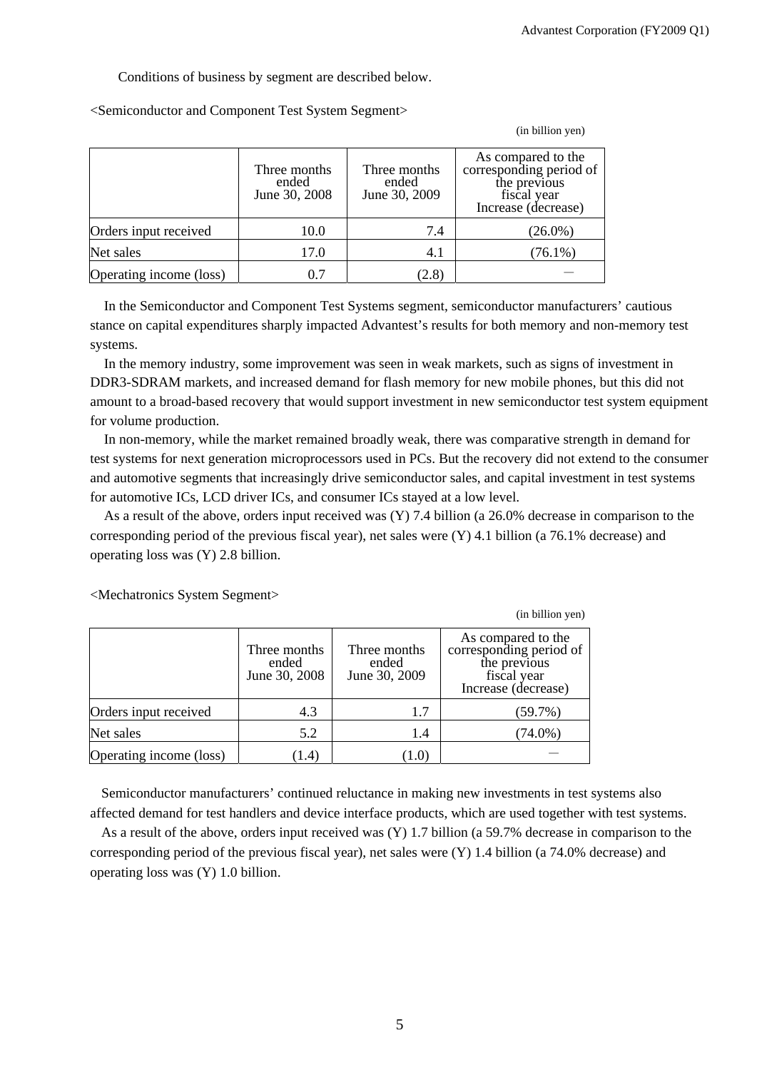Conditions of business by segment are described below.

<Semiconductor and Component Test System Segment>

(in billion yen)

| | Three months ended June 30, 2008 | Three months ended June 30, 2009 | As compared to the corresponding period of the previous fiscal year Increase (decrease) |
|---|---|---|---|
| Orders input received | 10.0 | 7.4 | (26.0%) |
| Net sales | 17.0 | 4.1 | (76.1%) |
| Operating income (loss) | 0.7 | (2.8) | — |

In the Semiconductor and Component Test Systems segment, semiconductor manufacturers' cautious stance on capital expenditures sharply impacted Advantest's results for both memory and non-memory test systems.

In the memory industry, some improvement was seen in weak markets, such as signs of investment in DDR3-SDRAM markets, and increased demand for flash memory for new mobile phones, but this did not amount to a broad-based recovery that would support investment in new semiconductor test system equipment for volume production.

In non-memory, while the market remained broadly weak, there was comparative strength in demand for test systems for next generation microprocessors used in PCs. But the recovery did not extend to the consumer and automotive segments that increasingly drive semiconductor sales, and capital investment in test systems for automotive ICs, LCD driver ICs, and consumer ICs stayed at a low level.

As a result of the above, orders input received was (Y) 7.4 billion (a 26.0% decrease in comparison to the corresponding period of the previous fiscal year), net sales were (Y) 4.1 billion (a 76.1% decrease) and operating loss was (Y) 2.8 billion.

<Mechatronics System Segment>

(in billion yen)

| | Three months ended June 30, 2008 | Three months ended June 30, 2009 | As compared to the corresponding period of the previous fiscal year Increase (decrease) |
|---|---|---|---|
| Orders input received | 4.3 | 1.7 | (59.7%) |
| Net sales | 5.2 | 1.4 | (74.0%) |
| Operating income (loss) | (1.4) | (1.0) | — |

Semiconductor manufacturers' continued reluctance in making new investments in test systems also affected demand for test handlers and device interface products, which are used together with test systems.

As a result of the above, orders input received was (Y) 1.7 billion (a 59.7% decrease in comparison to the corresponding period of the previous fiscal year), net sales were (Y) 1.4 billion (a 74.0% decrease) and operating loss was (Y) 1.0 billion.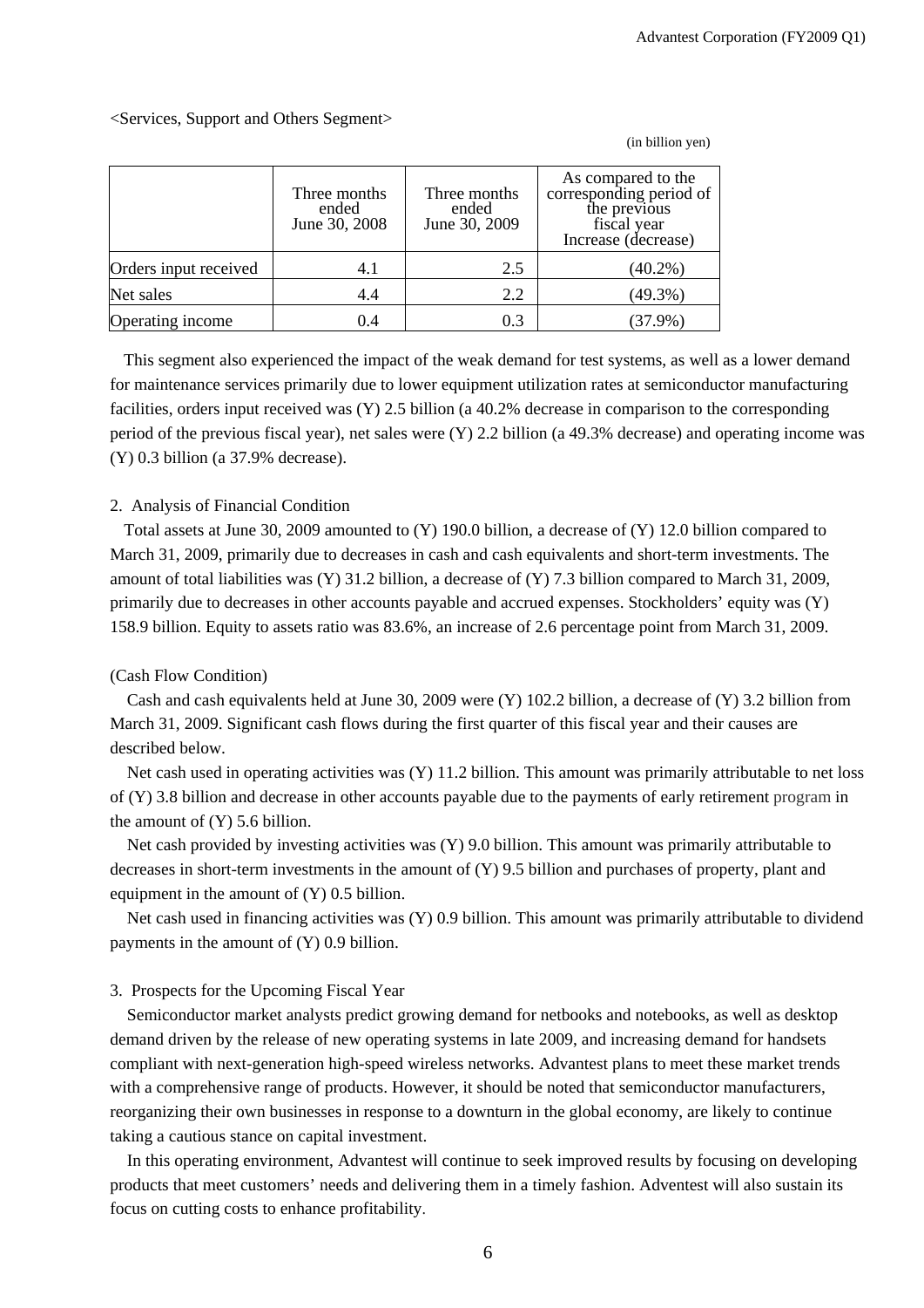<Services, Support and Others Segment>

(in billion yen)

| | Three months ended June 30, 2008 | Three months ended June 30, 2009 | As compared to the corresponding period of the previous fiscal year Increase (decrease) |
|---|---|---|---|
| Orders input received | 4.1 | 2.5 | (40.2%) |
| Net sales | 4.4 | 2.2 | (49.3%) |
| Operating income | 0.4 | 0.3 | (37.9%) |

This segment also experienced the impact of the weak demand for test systems, as well as a lower demand for maintenance services primarily due to lower equipment utilization rates at semiconductor manufacturing facilities, orders input received was (Y) 2.5 billion (a 40.2% decrease in comparison to the corresponding period of the previous fiscal year), net sales were (Y) 2.2 billion (a 49.3% decrease) and operating income was (Y) 0.3 billion (a 37.9% decrease).

2. Analysis of Financial Condition

Total assets at June 30, 2009 amounted to (Y) 190.0 billion, a decrease of (Y) 12.0 billion compared to March 31, 2009, primarily due to decreases in cash and cash equivalents and short-term investments. The amount of total liabilities was (Y) 31.2 billion, a decrease of (Y) 7.3 billion compared to March 31, 2009, primarily due to decreases in other accounts payable and accrued expenses. Stockholders' equity was (Y) 158.9 billion. Equity to assets ratio was 83.6%, an increase of 2.6 percentage point from March 31, 2009.

(Cash Flow Condition)

Cash and cash equivalents held at June 30, 2009 were (Y) 102.2 billion, a decrease of (Y) 3.2 billion from March 31, 2009. Significant cash flows during the first quarter of this fiscal year and their causes are described below.

Net cash used in operating activities was (Y) 11.2 billion. This amount was primarily attributable to net loss of (Y) 3.8 billion and decrease in other accounts payable due to the payments of early retirement program in the amount of (Y) 5.6 billion.

Net cash provided by investing activities was (Y) 9.0 billion. This amount was primarily attributable to decreases in short-term investments in the amount of (Y) 9.5 billion and purchases of property, plant and equipment in the amount of (Y) 0.5 billion.

Net cash used in financing activities was (Y) 0.9 billion. This amount was primarily attributable to dividend payments in the amount of (Y) 0.9 billion.

3. Prospects for the Upcoming Fiscal Year

Semiconductor market analysts predict growing demand for netbooks and notebooks, as well as desktop demand driven by the release of new operating systems in late 2009, and increasing demand for handsets compliant with next-generation high-speed wireless networks. Advantest plans to meet these market trends with a comprehensive range of products. However, it should be noted that semiconductor manufacturers, reorganizing their own businesses in response to a downturn in the global economy, are likely to continue taking a cautious stance on capital investment.

In this operating environment, Advantest will continue to seek improved results by focusing on developing products that meet customers' needs and delivering them in a timely fashion. Adventest will also sustain its focus on cutting costs to enhance profitability.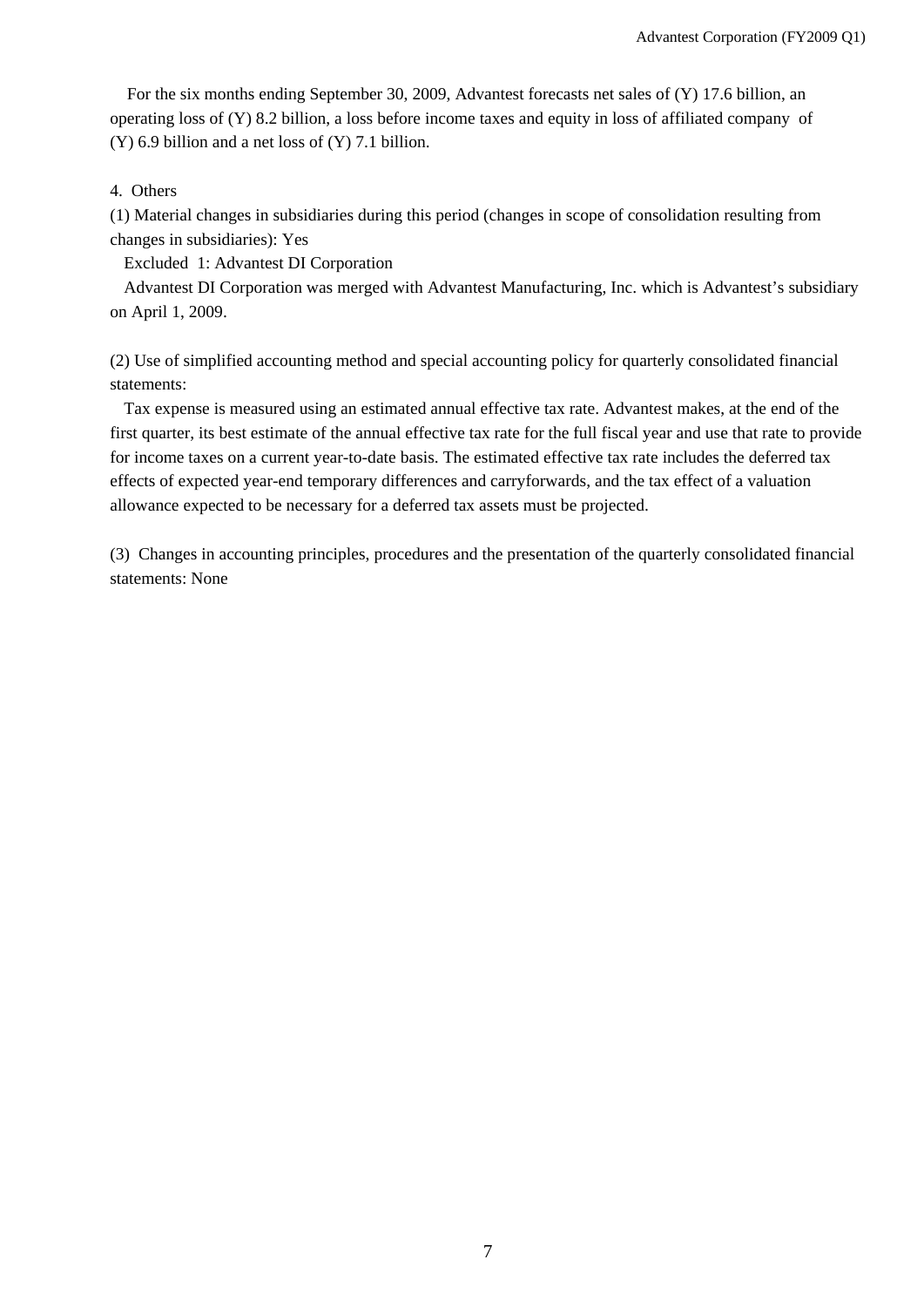For the six months ending September 30, 2009, Advantest forecasts net sales of (Y) 17.6 billion, an operating loss of (Y) 8.2 billion, a loss before income taxes and equity in loss of affiliated company of (Y) 6.9 billion and a net loss of (Y) 7.1 billion.

4. Others

(1) Material changes in subsidiaries during this period (changes in scope of consolidation resulting from changes in subsidiaries): Yes

Excluded 1: Advantest DI Corporation

Advantest DI Corporation was merged with Advantest Manufacturing, Inc. which is Advantest's subsidiary on April 1, 2009.

(2) Use of simplified accounting method and special accounting policy for quarterly consolidated financial statements:

Tax expense is measured using an estimated annual effective tax rate. Advantest makes, at the end of the first quarter, its best estimate of the annual effective tax rate for the full fiscal year and use that rate to provide for income taxes on a current year-to-date basis. The estimated effective tax rate includes the deferred tax effects of expected year-end temporary differences and carryforwards, and the tax effect of a valuation allowance expected to be necessary for a deferred tax assets must be projected.

(3) Changes in accounting principles, procedures and the presentation of the quarterly consolidated financial statements: None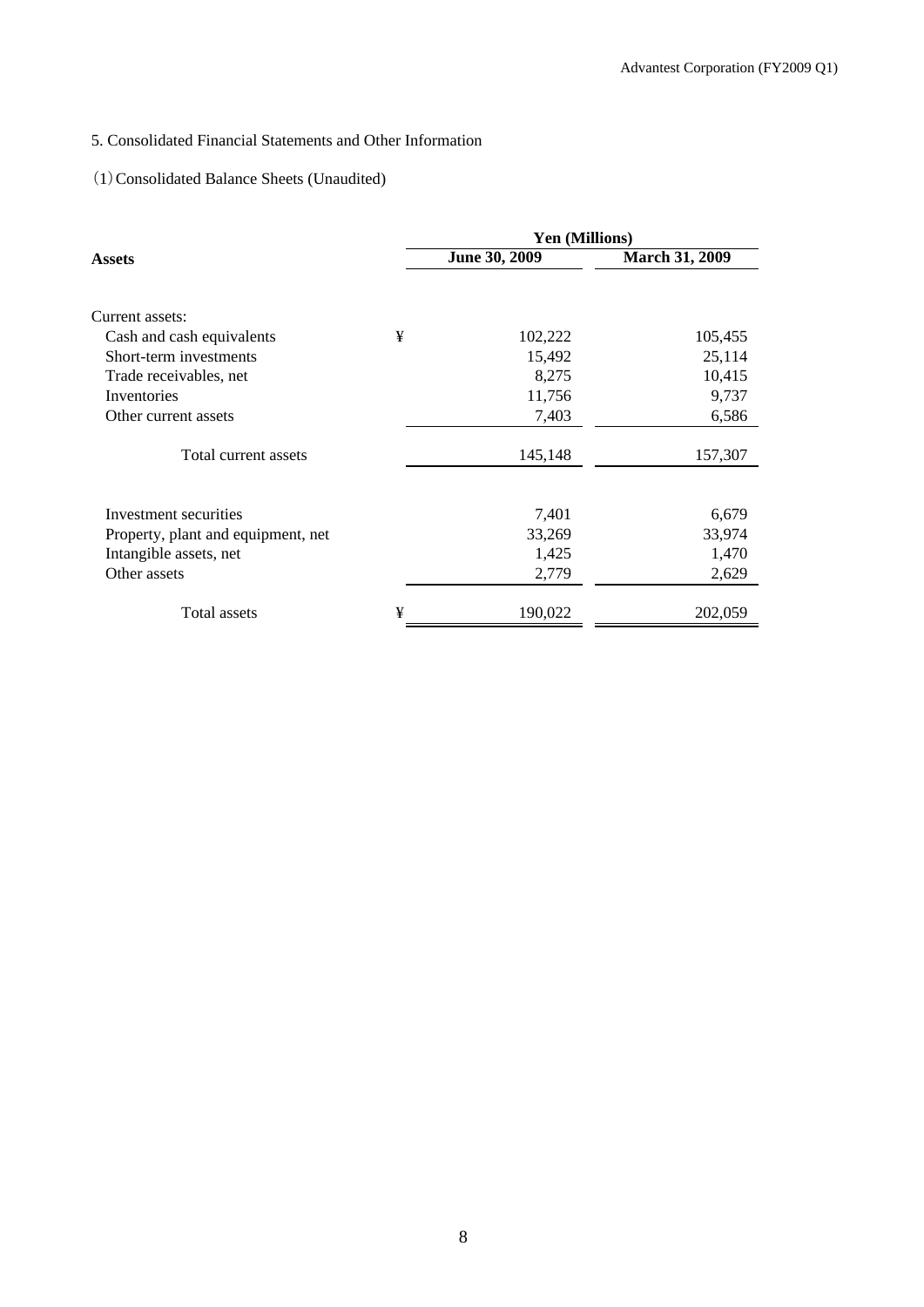5. Consolidated Financial Statements and Other Information

(1) Consolidated Balance Sheets (Unaudited)

| Assets | | Yen (Millions) | |
|---|---|---|---|
| | | June 30, 2009 | March 31, 2009 |
| Current assets: | | | |
| Cash and cash equivalents | ¥ | 102,222 | 105,455 |
| Short-term investments | | 15,492 | 25,114 |
| Trade receivables, net | | 8,275 | 10,415 |
| Inventories | | 11,756 | 9,737 |
| Other current assets | | 7,403 | 6,586 |
| Total current assets | | 145,148 | 157,307 |
| Investment securities | | 7,401 | 6,679 |
| Property, plant and equipment, net | | 33,269 | 33,974 |
| Intangible assets, net | | 1,425 | 1,470 |
| Other assets | | 2,779 | 2,629 |
| Total assets | ¥ | 190,022 | 202,059 |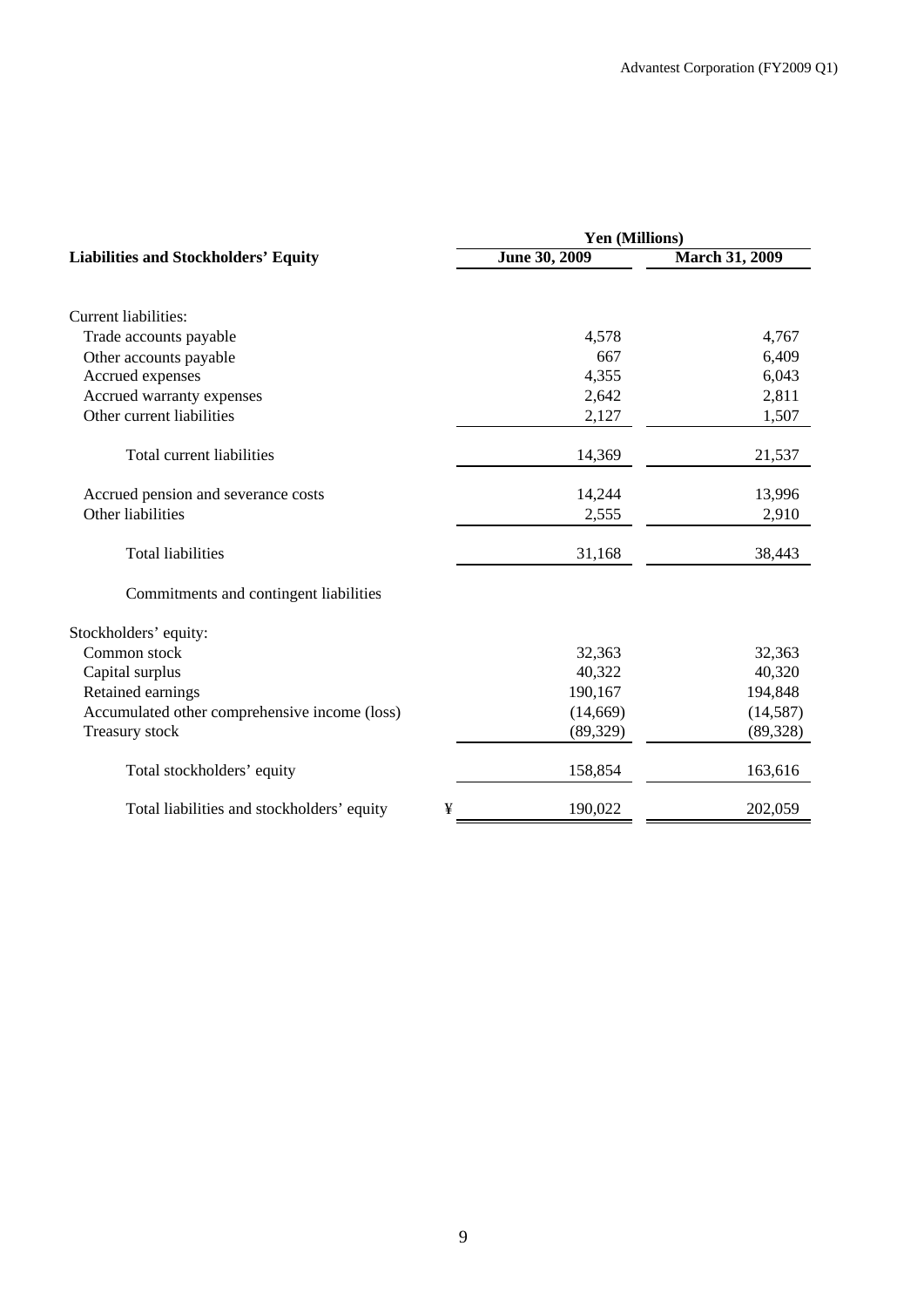| Liabilities and Stockholders' Equity | Yen (Millions) | |
|---|---|---|
| | June 30, 2009 | March 31, 2009 |
| Current liabilities: | | |
| Trade accounts payable | 4,578 | 4,767 |
| Other accounts payable | 667 | 6,409 |
| Accrued expenses | 4,355 | 6,043 |
| Accrued warranty expenses | 2,642 | 2,811 |
| Other current liabilities | 2,127 | 1,507 |
| Total current liabilities | 14,369 | 21,537 |
| Accrued pension and severance costs | 14,244 | 13,996 |
| Other liabilities | 2,555 | 2,910 |
| Total liabilities | 31,168 | 38,443 |
| Commitments and contingent liabilities | | |
| Stockholders' equity: | | |
| Common stock | 32,363 | 32,363 |
| Capital surplus | 40,322 | 40,320 |
| Retained earnings | 190,167 | 194,848 |
| Accumulated other comprehensive income (loss) | (14,669) | (14,587) |
| Treasury stock | (89,329) | (89,328) |
| Total stockholders' equity | 158,854 | 163,616 |
| Total liabilities and stockholders' equity | ¥ 190,022 | 202,059 |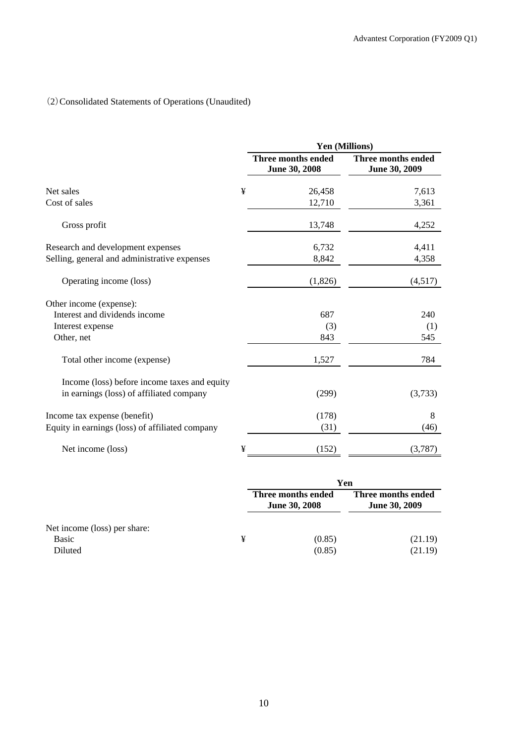（2）Consolidated Statements of Operations (Unaudited)

| | | Yen (Millions) | |
|---|---|---|---|
| | | Three months ended June 30, 2008 | Three months ended June 30, 2009 |
| Net sales | ¥ | 26,458 | 7,613 |
| Cost of sales | | 12,710 | 3,361 |
| Gross profit | | 13,748 | 4,252 |
| Research and development expenses | | 6,732 | 4,411 |
| Selling, general and administrative expenses | | 8,842 | 4,358 |
| Operating income (loss) | | (1,826) | (4,517) |
| Other income (expense): | | | |
| Interest and dividends income | | 687 | 240 |
| Interest expense | | (3) | (1) |
| Other, net | | 843 | 545 |
| Total other income (expense) | | 1,527 | 784 |
| Income (loss) before income taxes and equity in earnings (loss) of affiliated company | | (299) | (3,733) |
| Income tax expense (benefit) | | (178) | 8 |
| Equity in earnings (loss) of affiliated company | | (31) | (46) |
| Net income (loss) | ¥ | (152) | (3,787) |

| | | Yen | |
|---|---|---|---|
| | | Three months ended June 30, 2008 | Three months ended June 30, 2009 |
| Net income (loss) per share: | | | |
| Basic | ¥ | (0.85) | (21.19) |
| Diluted | | (0.85) | (21.19) |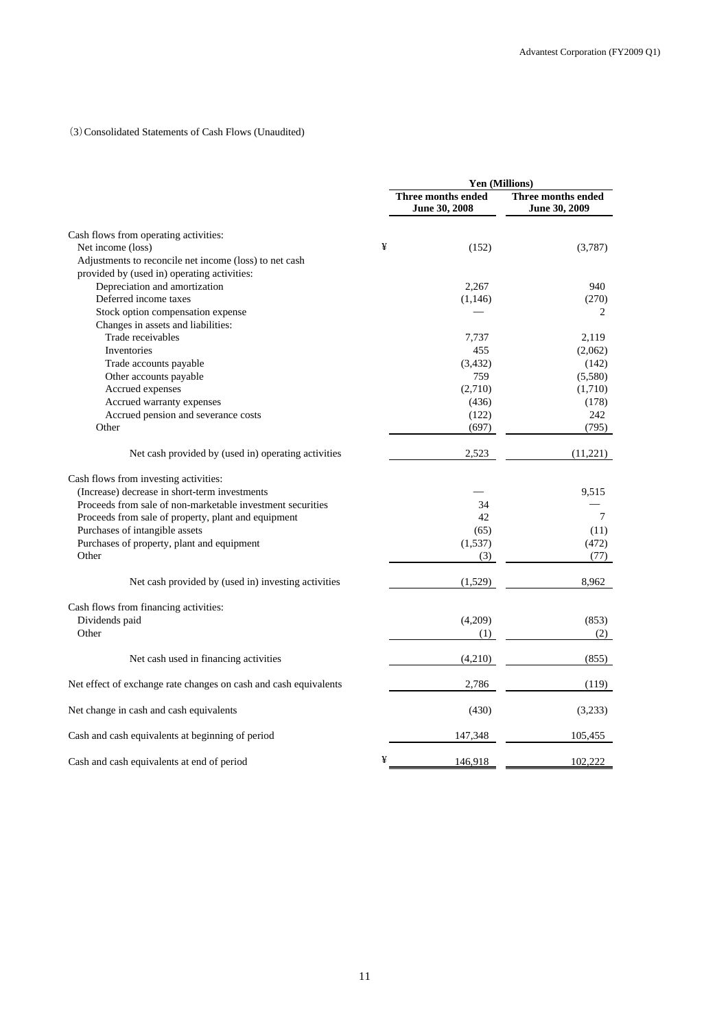(3) Consolidated Statements of Cash Flows (Unaudited)

| | Yen (Millions) | |
|---|---|---|
| | Three months ended June 30, 2008 | Three months ended June 30, 2009 |
| Cash flows from operating activities: | | |
| Net income (loss) | ¥ (152) | (3,787) |
| Adjustments to reconcile net income (loss) to net cash provided by (used in) operating activities: | | |
| Depreciation and amortization | 2,267 | 940 |
| Deferred income taxes | (1,146) | (270) |
| Stock option compensation expense | — | 2 |
| Changes in assets and liabilities: | | |
| Trade receivables | 7,737 | 2,119 |
| Inventories | 455 | (2,062) |
| Trade accounts payable | (3,432) | (142) |
| Other accounts payable | 759 | (5,580) |
| Accrued expenses | (2,710) | (1,710) |
| Accrued warranty expenses | (436) | (178) |
| Accrued pension and severance costs | (122) | 242 |
| Other | (697) | (795) |
| Net cash provided by (used in) operating activities | 2,523 | (11,221) |
| Cash flows from investing activities: | | |
| (Increase) decrease in short-term investments | — | 9,515 |
| Proceeds from sale of non-marketable investment securities | 34 | — |
| Proceeds from sale of property, plant and equipment | 42 | 7 |
| Purchases of intangible assets | (65) | (11) |
| Purchases of property, plant and equipment | (1,537) | (472) |
| Other | (3) | (77) |
| Net cash provided by (used in) investing activities | (1,529) | 8,962 |
| Cash flows from financing activities: | | |
| Dividends paid | (4,209) | (853) |
| Other | (1) | (2) |
| Net cash used in financing activities | (4,210) | (855) |
| Net effect of exchange rate changes on cash and cash equivalents | 2,786 | (119) |
| Net change in cash and cash equivalents | (430) | (3,233) |
| Cash and cash equivalents at beginning of period | 147,348 | 105,455 |
| Cash and cash equivalents at end of period | ¥ 146,918 | 102,222 |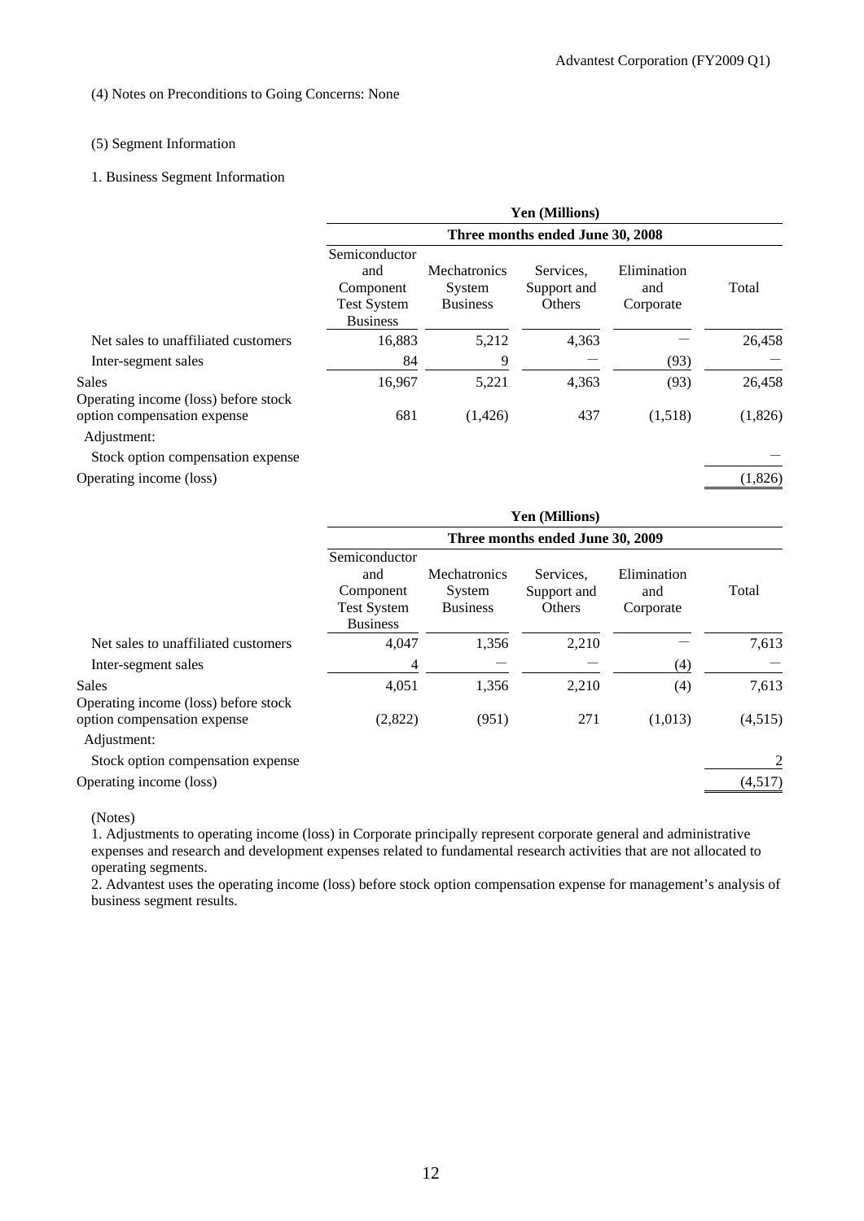(4) Notes on Preconditions to Going Concerns: None

(5) Segment Information

1. Business Segment Information

| | Yen (Millions) | | | | |
|---|---|---|---|---|---|
| | Three months ended June 30, 2008 | | | | |
| | Semiconductor and Component Test System Business | Mechatronics System Business | Services, Support and Others | Elimination and Corporate | Total |
| Net sales to unaffiliated customers | 16,883 | 5,212 | 4,363 | — | 26,458 |
| Inter-segment sales | 84 | 9 | — | (93) | — |
| Sales | 16,967 | 5,221 | 4,363 | (93) | 26,458 |
| Operating income (loss) before stock option compensation expense | 681 | (1,426) | 437 | (1,518) | (1,826) |
| Adjustment: | | | | | |
| Stock option compensation expense | | | | | — |
| Operating income (loss) | | | | | (1,826) |

| | Yen (Millions) | | | | |
|---|---|---|---|---|---|
| | Three months ended June 30, 2009 | | | | |
| | Semiconductor and Component Test System Business | Mechatronics System Business | Services, Support and Others | Elimination and Corporate | Total |
| Net sales to unaffiliated customers | 4,047 | 1,356 | 2,210 | — | 7,613 |
| Inter-segment sales | 4 | — | — | (4) | — |
| Sales | 4,051 | 1,356 | 2,210 | (4) | 7,613 |
| Operating income (loss) before stock option compensation expense | (2,822) | (951) | 271 | (1,013) | (4,515) |
| Adjustment: | | | | | |
| Stock option compensation expense | | | | | 2 |
| Operating income (loss) | | | | | (4,517) |

(Notes)

1. Adjustments to operating income (loss) in Corporate principally represent corporate general and administrative expenses and research and development expenses related to fundamental research activities that are not allocated to operating segments.

2. Advantest uses the operating income (loss) before stock option compensation expense for management's analysis of business segment results.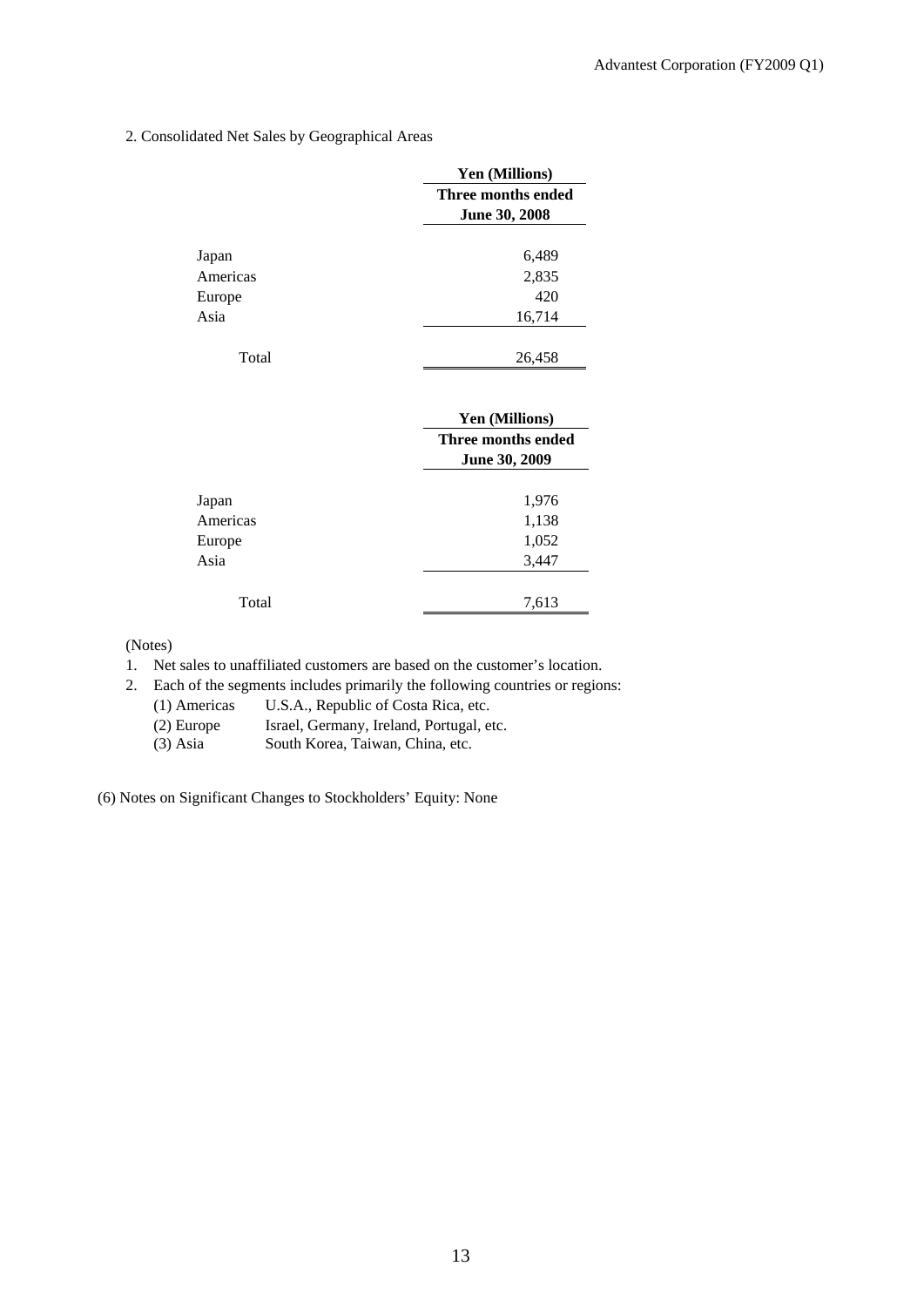2. Consolidated Net Sales by Geographical Areas

| | Yen (Millions) |
|---|---|
| | Three months ended June 30, 2008 |
| Japan | 6,489 |
| Americas | 2,835 |
| Europe | 420 |
| Asia | 16,714 |
| Total | 26,458 |

| | Yen (Millions) |
|---|---|
| | Three months ended June 30, 2009 |
| Japan | 1,976 |
| Americas | 1,138 |
| Europe | 1,052 |
| Asia | 3,447 |
| Total | 7,613 |

(Notes)

1. Net sales to unaffiliated customers are based on the customer's location.
2. Each of the segments includes primarily the following countries or regions:
   - (1) Americas U.S.A., Republic of Costa Rica, etc.
   - (2) Europe Israel, Germany, Ireland, Portugal, etc.
   - (3) Asia South Korea, Taiwan, China, etc.

(6) Notes on Significant Changes to Stockholders' Equity: None